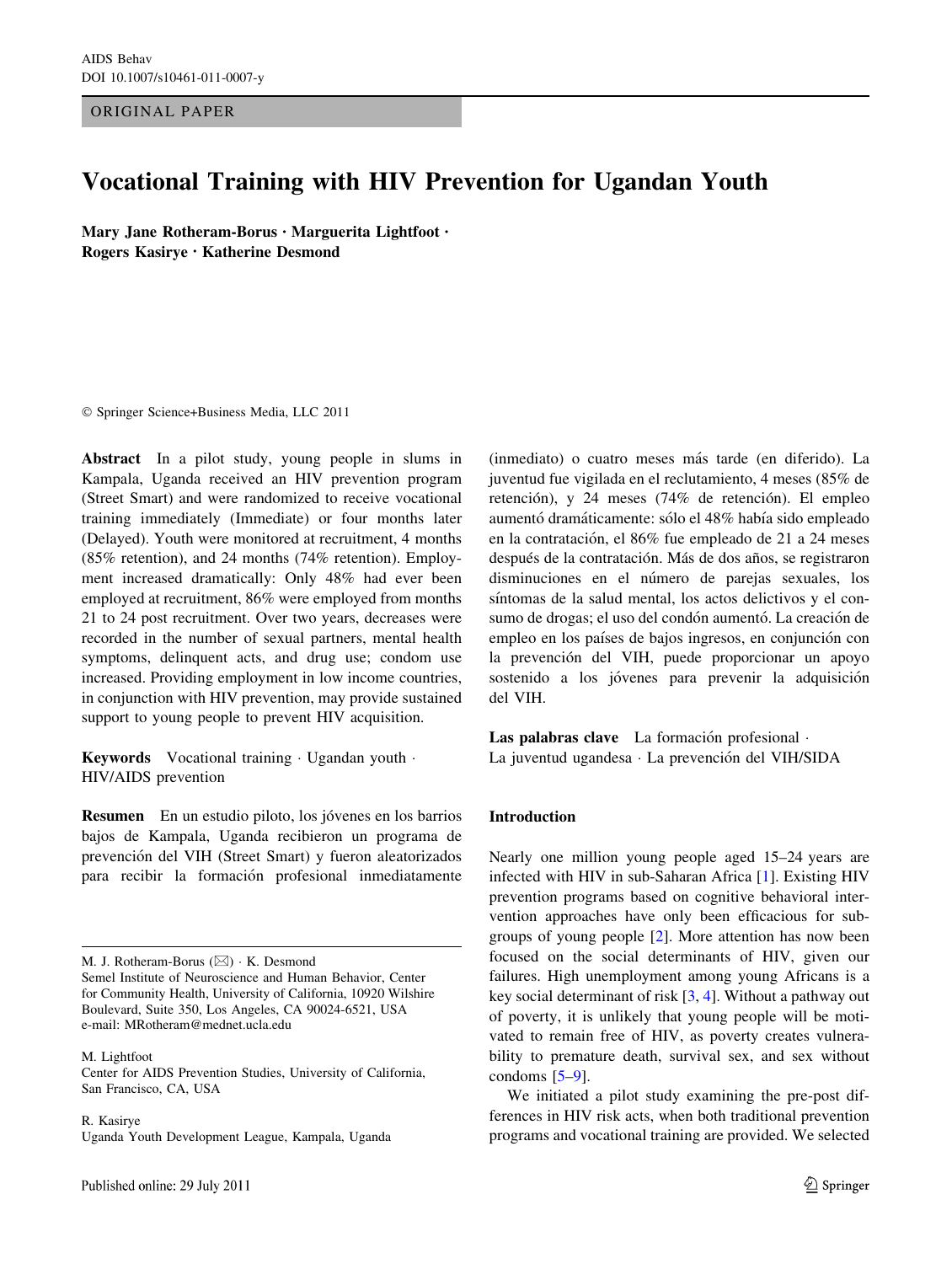ORIGINAL PAPER

# Vocational Training with HIV Prevention for Ugandan Youth

**Mary Jane Rotheram-Borus · Marguerita Lightfoot · Rogers Kasirye · Katherine Desmond**

© Springer Science+Business Media, LLC 2011

**Abstract** In a pilot study, young people in slums in Kampala, Uganda received an HIV prevention program (Street Smart) and were randomized to receive vocational training immediately (Immediate) or four months later (Delayed). Youth were monitored at recruitment, 4 months (85% retention), and 24 months (74% retention). Employment increased dramatically: Only 48% had ever been employed at recruitment, 86% were employed from months 21 to 24 post recruitment. Over two years, decreases were recorded in the number of sexual partners, mental health symptoms, delinquent acts, and drug use; condom use increased. Providing employment in low income countries, in conjunction with HIV prevention, may provide sustained support to young people to prevent HIV acquisition.

**Keywords** Vocational training · Ugandan youth · HIV/AIDS prevention

**Resumen** En un estudio piloto, los jóvenes en los barrios bajos de Kampala, Uganda recibieron un programa de prevención del VIH (Street Smart) y fueron aleatorizados para recibir la formación profesional inmediatamente (inmediato) o cuatro meses más tarde (en diferido). La juventud fue vigilada en el reclutamiento, 4 meses (85% de retención), y 24 meses (74% de retención). El empleo aumentó dramáticamente: sólo el 48% había sido empleado en la contratación, el 86% fue empleado de 21 a 24 meses después de la contratación. Más de dos años, se registraron disminuciones en el número de parejas sexuales, los síntomas de la salud mental, los actos delictivos y el consumo de drogas; el uso del condón aumentó. La creación de empleo en los países de bajos ingresos, en conjunción con la prevención del VIH, puede proporcionar un apoyo sostenido a los jóvenes para prevenir la adquisición del VIH.

**Las palabras clave** La formación profesional · La juventud ugandesa · La prevención del VIH/SIDA

M. J. Rotheram-Borus (✉) · K. Desmond
Semel Institute of Neuroscience and Human Behavior, Center for Community Health, University of California, 10920 Wilshire Boulevard, Suite 350, Los Angeles, CA 90024-6521, USA
e-mail: MRotheram@mednet.ucla.edu

M. Lightfoot
Center for AIDS Prevention Studies, University of California, San Francisco, CA, USA

R. Kasirye
Uganda Youth Development League, Kampala, Uganda

## Introduction

Nearly one million young people aged 15–24 years are infected with HIV in sub-Saharan Africa [1]. Existing HIV prevention programs based on cognitive behavioral intervention approaches have only been efficacious for subgroups of young people [2]. More attention has now been focused on the social determinants of HIV, given our failures. High unemployment among young Africans is a key social determinant of risk [3, 4]. Without a pathway out of poverty, it is unlikely that young people will be motivated to remain free of HIV, as poverty creates vulnerability to premature death, survival sex, and sex without condoms [5–9].

We initiated a pilot study examining the pre-post differences in HIV risk acts, when both traditional prevention programs and vocational training are provided. We selected

Published online: 29 July 2011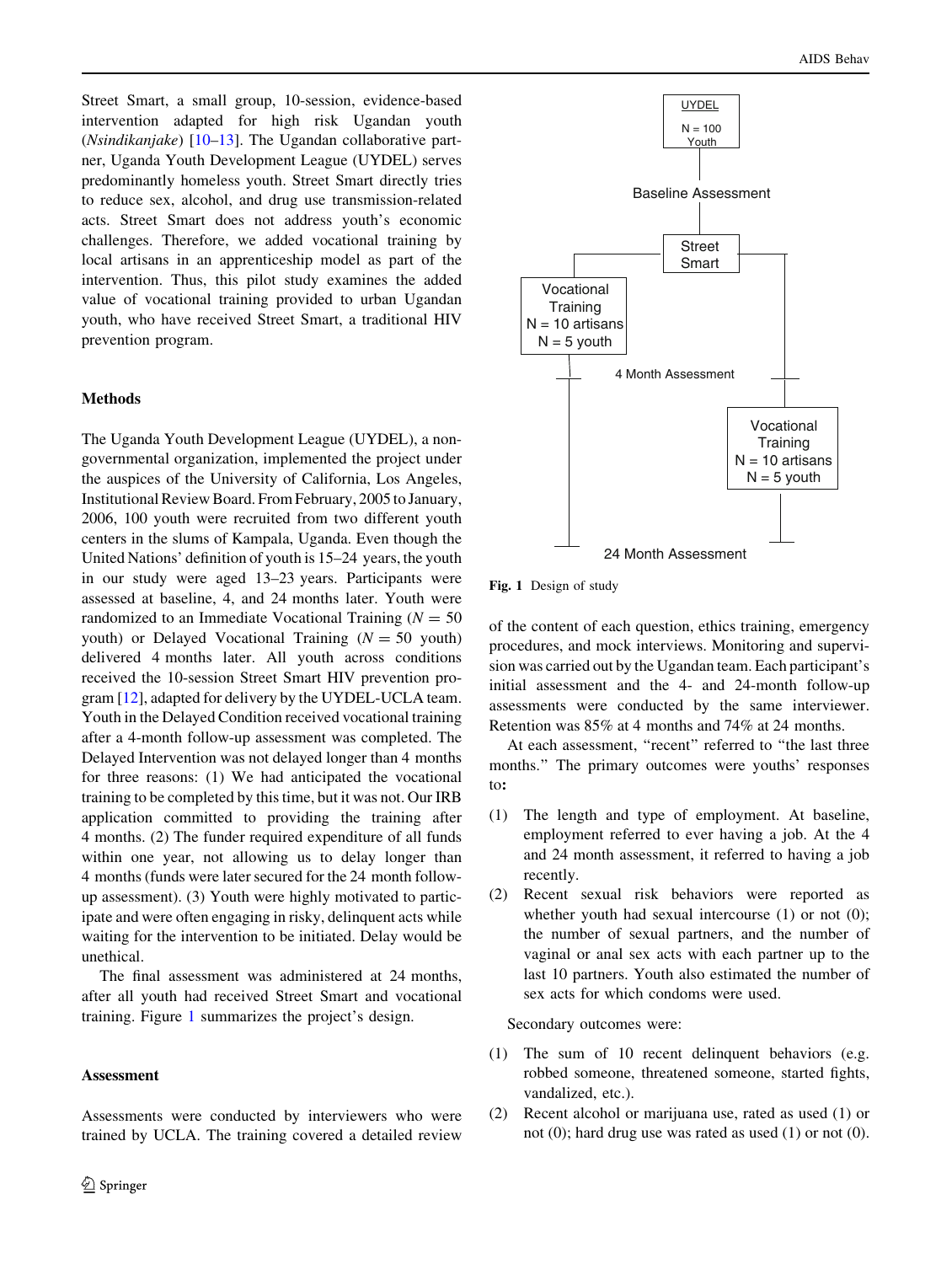Street Smart, a small group, 10-session, evidence-based intervention adapted for high risk Ugandan youth (*Nsindikanjake*) [10–13]. The Ugandan collaborative partner, Uganda Youth Development League (UYDEL) serves predominantly homeless youth. Street Smart directly tries to reduce sex, alcohol, and drug use transmission-related acts. Street Smart does not address youth's economic challenges. Therefore, we added vocational training by local artisans in an apprenticeship model as part of the intervention. Thus, this pilot study examines the added value of vocational training provided to urban Ugandan youth, who have received Street Smart, a traditional HIV prevention program.

## Methods

The Uganda Youth Development League (UYDEL), a non-governmental organization, implemented the project under the auspices of the University of California, Los Angeles, Institutional Review Board. From February, 2005 to January, 2006, 100 youth were recruited from two different youth centers in the slums of Kampala, Uganda. Even though the United Nations' definition of youth is 15–24 years, the youth in our study were aged 13–23 years. Participants were assessed at baseline, 4, and 24 months later. Youth were randomized to an Immediate Vocational Training ($N = 50$ youth) or Delayed Vocational Training ($N = 50$ youth) delivered 4 months later. All youth across conditions received the 10-session Street Smart HIV prevention program [12], adapted for delivery by the UYDEL-UCLA team. Youth in the Delayed Condition received vocational training after a 4-month follow-up assessment was completed. The Delayed Intervention was not delayed longer than 4 months for three reasons: (1) We had anticipated the vocational training to be completed by this time, but it was not. Our IRB application committed to providing the training after 4 months. (2) The funder required expenditure of all funds within one year, not allowing us to delay longer than 4 months (funds were later secured for the 24 month follow-up assessment). (3) Youth were highly motivated to participate and were often engaging in risky, delinquent acts while waiting for the intervention to be initiated. Delay would be unethical.

The final assessment was administered at 24 months, after all youth had received Street Smart and vocational training. Figure 1 summarizes the project's design.

UYDEL
N = 100 Youth

Baseline Assessment

Street Smart

Vocational Training
N = 10 artisans
N = 5 youth

4 Month Assessment

Vocational Training
N = 10 artisans
N = 5 youth

24 Month Assessment

**Fig. 1** Design of study

### Assessment

Assessments were conducted by interviewers who were trained by UCLA. The training covered a detailed review of the content of each question, ethics training, emergency procedures, and mock interviews. Monitoring and supervision was carried out by the Ugandan team. Each participant's initial assessment and the 4- and 24-month follow-up assessments were conducted by the same interviewer. Retention was 85% at 4 months and 74% at 24 months.

At each assessment, "recent" referred to "the last three months." The primary outcomes were youths' responses to**:**

1. The length and type of employment. At baseline, employment referred to ever having a job. At the 4 and 24 month assessment, it referred to having a job recently.
2. Recent sexual risk behaviors were reported as whether youth had sexual intercourse (1) or not (0); the number of sexual partners, and the number of vaginal or anal sex acts with each partner up to the last 10 partners. Youth also estimated the number of sex acts for which condoms were used.

Secondary outcomes were:

1. The sum of 10 recent delinquent behaviors (e.g. robbed someone, threatened someone, started fights, vandalized, etc.).
2. Recent alcohol or marijuana use, rated as used (1) or not (0); hard drug use was rated as used (1) or not (0).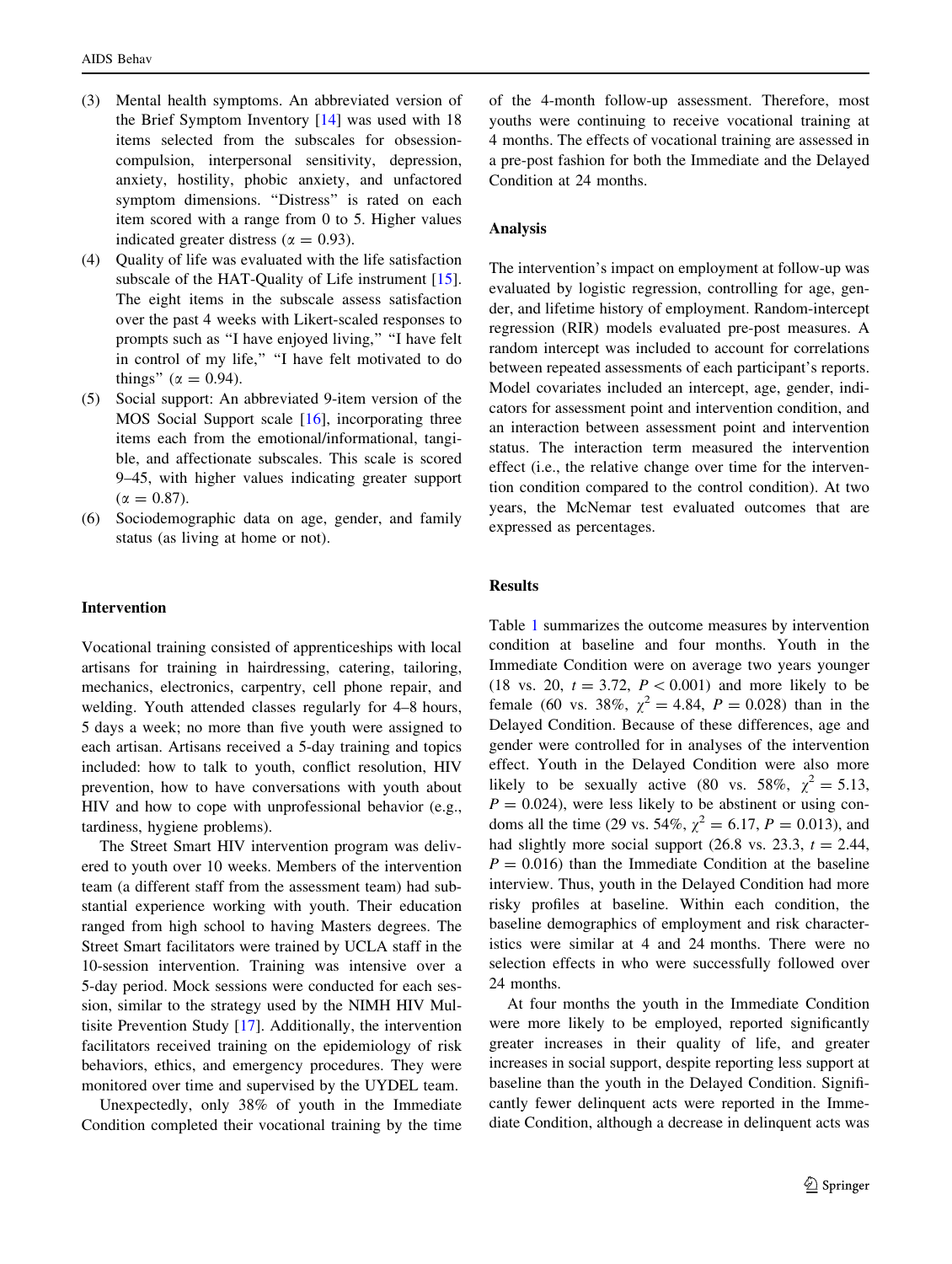(3) Mental health symptoms. An abbreviated version of the Brief Symptom Inventory [14] was used with 18 items selected from the subscales for obsession-compulsion, interpersonal sensitivity, depression, anxiety, hostility, phobic anxiety, and unfactored symptom dimensions. "Distress" is rated on each item scored with a range from 0 to 5. Higher values indicated greater distress ($\alpha = 0.93$).

(4) Quality of life was evaluated with the life satisfaction subscale of the HAT-Quality of Life instrument [15]. The eight items in the subscale assess satisfaction over the past 4 weeks with Likert-scaled responses to prompts such as "I have enjoyed living," "I have felt in control of my life," "I have felt motivated to do things" ($\alpha = 0.94$).

(5) Social support: An abbreviated 9-item version of the MOS Social Support scale [16], incorporating three items each from the emotional/informational, tangible, and affectionate subscales. This scale is scored 9–45, with higher values indicating greater support ($\alpha = 0.87$).

(6) Sociodemographic data on age, gender, and family status (as living at home or not).

## Intervention

Vocational training consisted of apprenticeships with local artisans for training in hairdressing, catering, tailoring, mechanics, electronics, carpentry, cell phone repair, and welding. Youth attended classes regularly for 4–8 hours, 5 days a week; no more than five youth were assigned to each artisan. Artisans received a 5-day training and topics included: how to talk to youth, conflict resolution, HIV prevention, how to have conversations with youth about HIV and how to cope with unprofessional behavior (e.g., tardiness, hygiene problems).

The Street Smart HIV intervention program was delivered to youth over 10 weeks. Members of the intervention team (a different staff from the assessment team) had substantial experience working with youth. Their education ranged from high school to having Masters degrees. The Street Smart facilitators were trained by UCLA staff in the 10-session intervention. Training was intensive over a 5-day period. Mock sessions were conducted for each session, similar to the strategy used by the NIMH HIV Multisite Prevention Study [17]. Additionally, the intervention facilitators received training on the epidemiology of risk behaviors, ethics, and emergency procedures. They were monitored over time and supervised by the UYDEL team.

Unexpectedly, only 38% of youth in the Immediate Condition completed their vocational training by the time of the 4-month follow-up assessment. Therefore, most youths were continuing to receive vocational training at 4 months. The effects of vocational training are assessed in a pre-post fashion for both the Immediate and the Delayed Condition at 24 months.

## Analysis

The intervention's impact on employment at follow-up was evaluated by logistic regression, controlling for age, gender, and lifetime history of employment. Random-intercept regression (RIR) models evaluated pre-post measures. A random intercept was included to account for correlations between repeated assessments of each participant's reports. Model covariates included an intercept, age, gender, indicators for assessment point and intervention condition, and an interaction between assessment point and intervention status. The interaction term measured the intervention effect (i.e., the relative change over time for the intervention condition compared to the control condition). At two years, the McNemar test evaluated outcomes that are expressed as percentages.

## Results

Table 1 summarizes the outcome measures by intervention condition at baseline and four months. Youth in the Immediate Condition were on average two years younger (18 vs. 20, $t = 3.72$, $P < 0.001$) and more likely to be female (60 vs. 38%, $\chi^2 = 4.84$, $P = 0.028$) than in the Delayed Condition. Because of these differences, age and gender were controlled for in analyses of the intervention effect. Youth in the Delayed Condition were also more likely to be sexually active (80 vs. 58%, $\chi^2 = 5.13$, $P = 0.024$), were less likely to be abstinent or using condoms all the time (29 vs. 54%, $\chi^2 = 6.17$, $P = 0.013$), and had slightly more social support (26.8 vs. 23.3, $t = 2.44$, $P = 0.016$) than the Immediate Condition at the baseline interview. Thus, youth in the Delayed Condition had more risky profiles at baseline. Within each condition, the baseline demographics of employment and risk characteristics were similar at 4 and 24 months. There were no selection effects in who were successfully followed over 24 months.

At four months the youth in the Immediate Condition were more likely to be employed, reported significantly greater increases in their quality of life, and greater increases in social support, despite reporting less support at baseline than the youth in the Delayed Condition. Significantly fewer delinquent acts were reported in the Immediate Condition, although a decrease in delinquent acts was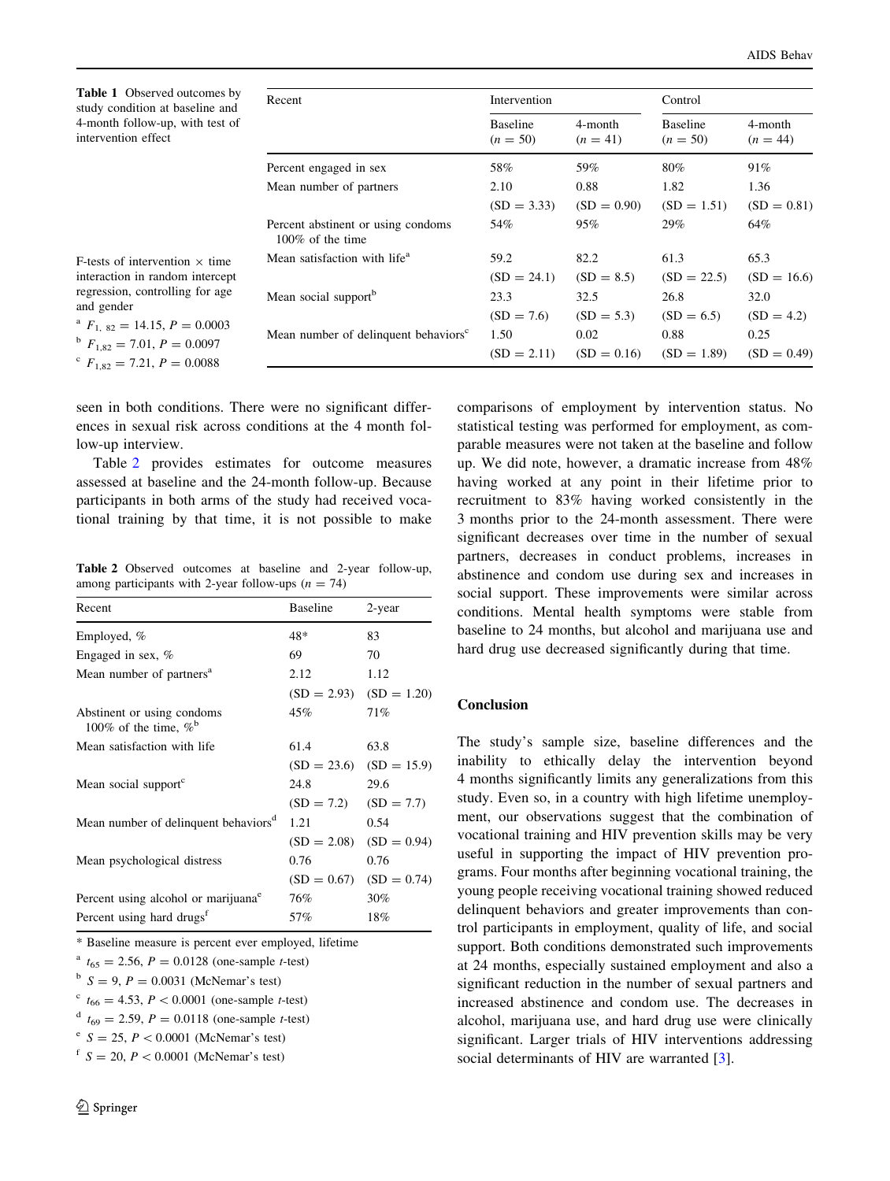**Table 1** Observed outcomes by study condition at baseline and 4-month follow-up, with test of intervention effect

| Recent | Intervention | | Control | |
|---|---|---|---|---|
| | Baseline ($n = 50$) | 4-month ($n = 41$) | Baseline ($n = 50$) | 4-month ($n = 44$) |
| Percent engaged in sex | 58% | 59% | 80% | 91% |
| Mean number of partners | 2.10 (SD = 3.33) | 0.88 (SD = 0.90) | 1.82 (SD = 1.51) | 1.36 (SD = 0.81) |
| Percent abstinent or using condoms 100% of the time | 54% | 95% | 29% | 64% |
| Mean satisfaction with life[a] | 59.2 (SD = 24.1) | 82.2 (SD = 8.5) | 61.3 (SD = 22.5) | 65.3 (SD = 16.6) |
| Mean social support[b] | 23.3 (SD = 7.6) | 32.5 (SD = 5.3) | 26.8 (SD = 6.5) | 32.0 (SD = 4.2) |
| Mean number of delinquent behaviors[c] | 1.50 (SD = 2.11) | 0.02 (SD = 0.16) | 0.88 (SD = 1.89) | 0.25 (SD = 0.49) |

F-tests of intervention × time interaction in random intercept regression, controlling for age and gender

[a] $F_{1,82} = 14.15$, $P = 0.0003$

[b] $F_{1,82} = 7.01$, $P = 0.0097$

[c] $F_{1,82} = 7.21$, $P = 0.0088$

seen in both conditions. There were no significant differences in sexual risk across conditions at the 4 month follow-up interview.

Table 2 provides estimates for outcome measures assessed at baseline and the 24-month follow-up. Because participants in both arms of the study had received vocational training by that time, it is not possible to make comparisons of employment by intervention status. No statistical testing was performed for employment, as comparable measures were not taken at the baseline and follow up. We did note, however, a dramatic increase from 48% having worked at any point in their lifetime prior to recruitment to 83% having worked consistently in the 3 months prior to the 24-month assessment. There were significant decreases over time in the number of sexual partners, decreases in conduct problems, increases in abstinence and condom use during sex and increases in social support. These improvements were similar across conditions. Mental health symptoms were stable from baseline to 24 months, but alcohol and marijuana use and hard drug use decreased significantly during that time.

**Table 2** Observed outcomes at baseline and 2-year follow-up, among participants with 2-year follow-ups ($n = 74$)

| Recent | Baseline | 2-year |
|---|---|---|
| Employed, % | 48* | 83 |
| Engaged in sex, % | 69 | 70 |
| Mean number of partners[a] | 2.12 (SD = 2.93) | 1.12 (SD = 1.20) |
| Abstinent or using condoms 100% of the time, %[b] | 45% | 71% |
| Mean satisfaction with life | 61.4 (SD = 23.6) | 63.8 (SD = 15.9) |
| Mean social support[c] | 24.8 (SD = 7.2) | 29.6 (SD = 7.7) |
| Mean number of delinquent behaviors[d] | 1.21 (SD = 2.08) | 0.54 (SD = 0.94) |
| Mean psychological distress | 0.76 (SD = 0.67) | 0.76 (SD = 0.74) |
| Percent using alcohol or marijuana[e] | 76% | 30% |
| Percent using hard drugs[f] | 57% | 18% |

* Baseline measure is percent ever employed, lifetime

[a] $t_{65} = 2.56$, $P = 0.0128$ (one-sample *t*-test)

[b] $S = 9$, $P = 0.0031$ (McNemar's test)

[c] $t_{66} = 4.53$, $P < 0.0001$ (one-sample *t*-test)

[d] $t_{69} = 2.59$, $P = 0.0118$ (one-sample *t*-test)

[e] $S = 25$, $P < 0.0001$ (McNemar's test)

[f] $S = 20$, $P < 0.0001$ (McNemar's test)

## Conclusion

The study's sample size, baseline differences and the inability to ethically delay the intervention beyond 4 months significantly limits any generalizations from this study. Even so, in a country with high lifetime unemployment, our observations suggest that the combination of vocational training and HIV prevention skills may be very useful in supporting the impact of HIV prevention programs. Four months after beginning vocational training, the young people receiving vocational training showed reduced delinquent behaviors and greater improvements than control participants in employment, quality of life, and social support. Both conditions demonstrated such improvements at 24 months, especially sustained employment and also a significant reduction in the number of sexual partners and increased abstinence and condom use. The decreases in alcohol, marijuana use, and hard drug use were clinically significant. Larger trials of HIV interventions addressing social determinants of HIV are warranted [3].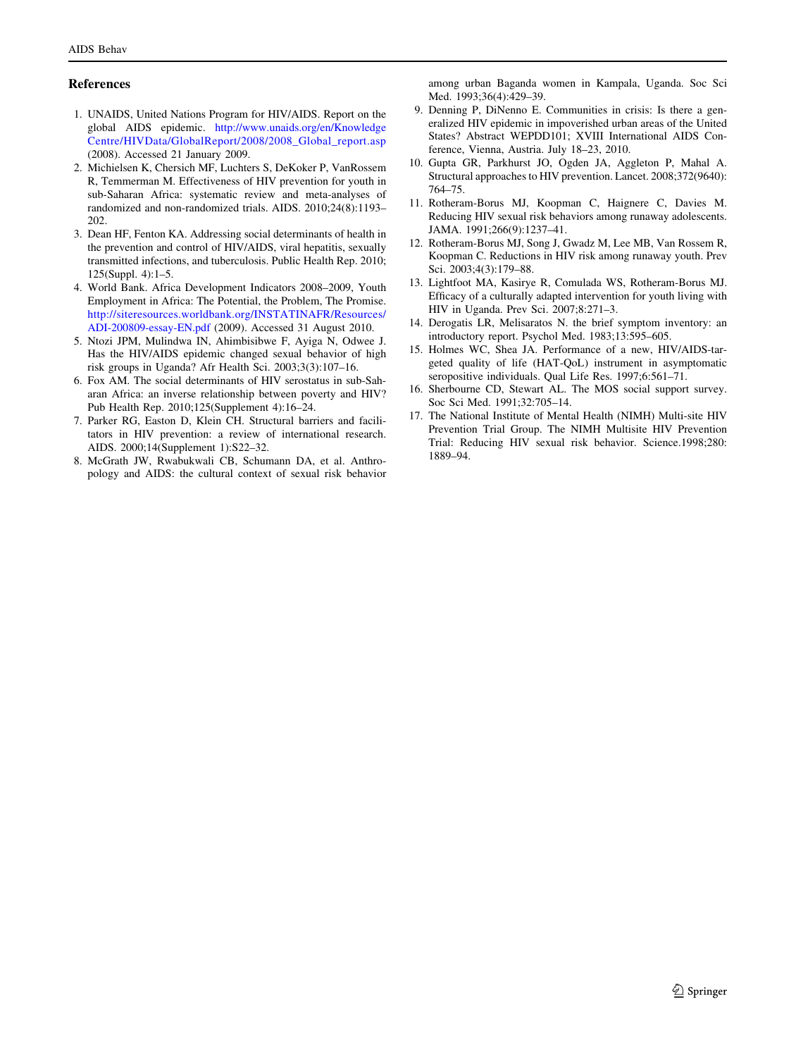## References

1. UNAIDS, United Nations Program for HIV/AIDS. Report on the global AIDS epidemic. http://www.unaids.org/en/KnowledgeCentre/HIVData/GlobalReport/2008/2008_Global_report.asp (2008). Accessed 21 January 2009.
2. Michielsen K, Chersich MF, Luchters S, DeKoker P, VanRossem R, Temmerman M. Effectiveness of HIV prevention for youth in sub-Saharan Africa: systematic review and meta-analyses of randomized and non-randomized trials. AIDS. 2010;24(8):1193–202.
3. Dean HF, Fenton KA. Addressing social determinants of health in the prevention and control of HIV/AIDS, viral hepatitis, sexually transmitted infections, and tuberculosis. Public Health Rep. 2010; 125(Suppl. 4):1–5.
4. World Bank. Africa Development Indicators 2008–2009, Youth Employment in Africa: The Potential, the Problem, The Promise. http://siteresources.worldbank.org/INSTATINAFR/Resources/ADI-200809-essay-EN.pdf (2009). Accessed 31 August 2010.
5. Ntozi JPM, Mulindwa IN, Ahimbisibwe F, Ayiga N, Odwee J. Has the HIV/AIDS epidemic changed sexual behavior of high risk groups in Uganda? Afr Health Sci. 2003;3(3):107–16.
6. Fox AM. The social determinants of HIV serostatus in sub-Saharan Africa: an inverse relationship between poverty and HIV? Pub Health Rep. 2010;125(Supplement 4):16–24.
7. Parker RG, Easton D, Klein CH. Structural barriers and facilitators in HIV prevention: a review of international research. AIDS. 2000;14(Supplement 1):S22–32.
8. McGrath JW, Rwabukwali CB, Schumann DA, et al. Anthropology and AIDS: the cultural context of sexual risk behavior among urban Baganda women in Kampala, Uganda. Soc Sci Med. 1993;36(4):429–39.
9. Denning P, DiNenno E. Communities in crisis: Is there a generalized HIV epidemic in impoverished urban areas of the United States? Abstract WEPDD101; XVIII International AIDS Conference, Vienna, Austria. July 18–23, 2010.
10. Gupta GR, Parkhurst JO, Ogden JA, Aggleton P, Mahal A. Structural approaches to HIV prevention. Lancet. 2008;372(9640): 764–75.
11. Rotheram-Borus MJ, Koopman C, Haignere C, Davies M. Reducing HIV sexual risk behaviors among runaway adolescents. JAMA. 1991;266(9):1237–41.
12. Rotheram-Borus MJ, Song J, Gwadz M, Lee MB, Van Rossem R, Koopman C. Reductions in HIV risk among runaway youth. Prev Sci. 2003;4(3):179–88.
13. Lightfoot MA, Kasirye R, Comulada WS, Rotheram-Borus MJ. Efficacy of a culturally adapted intervention for youth living with HIV in Uganda. Prev Sci. 2007;8:271–3.
14. Derogatis LR, Melisaratos N. the brief symptom inventory: an introductory report. Psychol Med. 1983;13:595–605.
15. Holmes WC, Shea JA. Performance of a new, HIV/AIDS-targeted quality of life (HAT-QoL) instrument in asymptomatic seropositive individuals. Qual Life Res. 1997;6:561–71.
16. Sherbourne CD, Stewart AL. The MOS social support survey. Soc Sci Med. 1991;32:705–14.
17. The National Institute of Mental Health (NIMH) Multi-site HIV Prevention Trial Group. The NIMH Multisite HIV Prevention Trial: Reducing HIV sexual risk behavior. Science.1998;280: 1889–94.